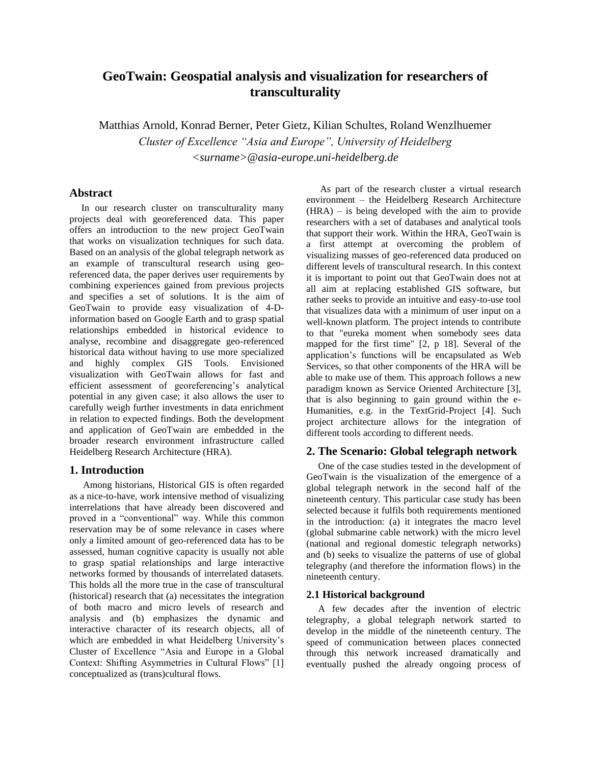# GeoTwain: Geospatial analysis and visualization for researchers of transculturality

Matthias Arnold, Konrad Berner, Peter Gietz, Kilian Schultes, Roland Wenzlhuemer

*Cluster of Excellence "Asia and Europe", University of Heidelberg*

*<surname>@asia-europe.uni-heidelberg.de*

## Abstract

In our research cluster on transculturality many projects deal with georeferenced data. This paper offers an introduction to the new project GeoTwain that works on visualization techniques for such data. Based on an analysis of the global telegraph network as an example of transcultural research using geo-referenced data, the paper derives user requirements by combining experiences gained from previous projects and specifies a set of solutions. It is the aim of GeoTwain to provide easy visualization of 4-D-information based on Google Earth and to grasp spatial relationships embedded in historical evidence to analyse, recombine and disaggregate geo-referenced historical data without having to use more specialized and highly complex GIS Tools. Envisioned visualization with GeoTwain allows for fast and efficient assessment of georeferencing's analytical potential in any given case; it also allows the user to carefully weigh further investments in data enrichment in relation to expected findings. Both the development and application of GeoTwain are embedded in the broader research environment infrastructure called Heidelberg Research Architecture (HRA).

## 1. Introduction

Among historians, Historical GIS is often regarded as a nice-to-have, work intensive method of visualizing interrelations that have already been discovered and proved in a "conventional" way. While this common reservation may be of some relevance in cases where only a limited amount of geo-referenced data has to be assessed, human cognitive capacity is usually not able to grasp spatial relationships and large interactive networks formed by thousands of interrelated datasets. This holds all the more true in the case of transcultural (historical) research that (a) necessitates the integration of both macro and micro levels of research and analysis and (b) emphasizes the dynamic and interactive character of its research objects, all of which are embedded in what Heidelberg University's Cluster of Excellence "Asia and Europe in a Global Context: Shifting Asymmetries in Cultural Flows" [1] conceptualized as (trans)cultural flows.

As part of the research cluster a virtual research environment – the Heidelberg Research Architecture (HRA) – is being developed with the aim to provide researchers with a set of databases and analytical tools that support their work. Within the HRA, GeoTwain is a first attempt at overcoming the problem of visualizing masses of geo-referenced data produced on different levels of transcultural research. In this context it is important to point out that GeoTwain does not at all aim at replacing established GIS software, but rather seeks to provide an intuitive and easy-to-use tool that visualizes data with a minimum of user input on a well-known platform. The project intends to contribute to that "eureka moment when somebody sees data mapped for the first time" [2, p 18]. Several of the application's functions will be encapsulated as Web Services, so that other components of the HRA will be able to make use of them. This approach follows a new paradigm known as Service Oriented Architecture [3], that is also beginning to gain ground within the e-Humanities, e.g. in the TextGrid-Project [4]. Such project architecture allows for the integration of different tools according to different needs.

## 2. The Scenario: Global telegraph network

One of the case studies tested in the development of GeoTwain is the visualization of the emergence of a global telegraph network in the second half of the nineteenth century. This particular case study has been selected because it fulfils both requirements mentioned in the introduction: (a) it integrates the macro level (global submarine cable network) with the micro level (national and regional domestic telegraph networks) and (b) seeks to visualize the patterns of use of global telegraphy (and therefore the information flows) in the nineteenth century.

### 2.1 Historical background

A few decades after the invention of electric telegraphy, a global telegraph network started to develop in the middle of the nineteenth century. The speed of communication between places connected through this network increased dramatically and eventually pushed the already ongoing process of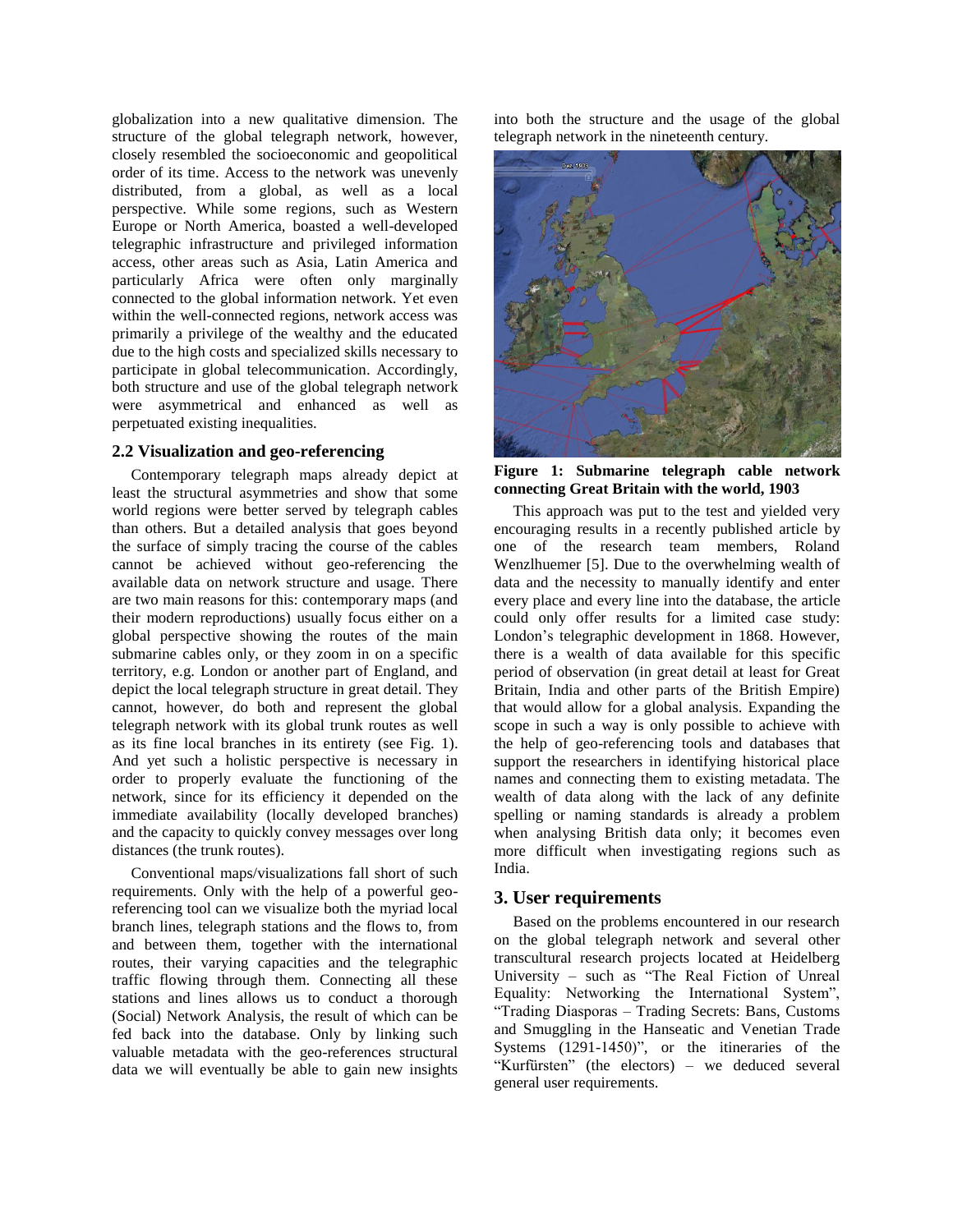globalization into a new qualitative dimension. The structure of the global telegraph network, however, closely resembled the socioeconomic and geopolitical order of its time. Access to the network was unevenly distributed, from a global, as well as a local perspective. While some regions, such as Western Europe or North America, boasted a well-developed telegraphic infrastructure and privileged information access, other areas such as Asia, Latin America and particularly Africa were often only marginally connected to the global information network. Yet even within the well-connected regions, network access was primarily a privilege of the wealthy and the educated due to the high costs and specialized skills necessary to participate in global telecommunication. Accordingly, both structure and use of the global telegraph network were asymmetrical and enhanced as well as perpetuated existing inequalities.

### 2.2 Visualization and geo-referencing

Contemporary telegraph maps already depict at least the structural asymmetries and show that some world regions were better served by telegraph cables than others. But a detailed analysis that goes beyond the surface of simply tracing the course of the cables cannot be achieved without geo-referencing the available data on network structure and usage. There are two main reasons for this: contemporary maps (and their modern reproductions) usually focus either on a global perspective showing the routes of the main submarine cables only, or they zoom in on a specific territory, e.g. London or another part of England, and depict the local telegraph structure in great detail. They cannot, however, do both and represent the global telegraph network with its global trunk routes as well as its fine local branches in its entirety (see Fig. 1). And yet such a holistic perspective is necessary in order to properly evaluate the functioning of the network, since for its efficiency it depended on the immediate availability (locally developed branches) and the capacity to quickly convey messages over long distances (the trunk routes).

Conventional maps/visualizations fall short of such requirements. Only with the help of a powerful geo-referencing tool can we visualize both the myriad local branch lines, telegraph stations and the flows to, from and between them, together with the international routes, their varying capacities and the telegraphic traffic flowing through them. Connecting all these stations and lines allows us to conduct a thorough (Social) Network Analysis, the result of which can be fed back into the database. Only by linking such valuable metadata with the geo-references structural data we will eventually be able to gain new insights into both the structure and the usage of the global telegraph network in the nineteenth century.

**Figure 1: Submarine telegraph cable network connecting Great Britain with the world, 1903**

This approach was put to the test and yielded very encouraging results in a recently published article by one of the research team members, Roland Wenzlhuemer [5]. Due to the overwhelming wealth of data and the necessity to manually identify and enter every place and every line into the database, the article could only offer results for a limited case study: London's telegraphic development in 1868. However, there is a wealth of data available for this specific period of observation (in great detail at least for Great Britain, India and other parts of the British Empire) that would allow for a global analysis. Expanding the scope in such a way is only possible to achieve with the help of geo-referencing tools and databases that support the researchers in identifying historical place names and connecting them to existing metadata. The wealth of data along with the lack of any definite spelling or naming standards is already a problem when analysing British data only; it becomes even more difficult when investigating regions such as India.

## 3. User requirements

Based on the problems encountered in our research on the global telegraph network and several other transcultural research projects located at Heidelberg University – such as "The Real Fiction of Unreal Equality: Networking the International System", "Trading Diasporas – Trading Secrets: Bans, Customs and Smuggling in the Hanseatic and Venetian Trade Systems (1291-1450)", or the itineraries of the "Kurfürsten" (the electors) – we deduced several general user requirements.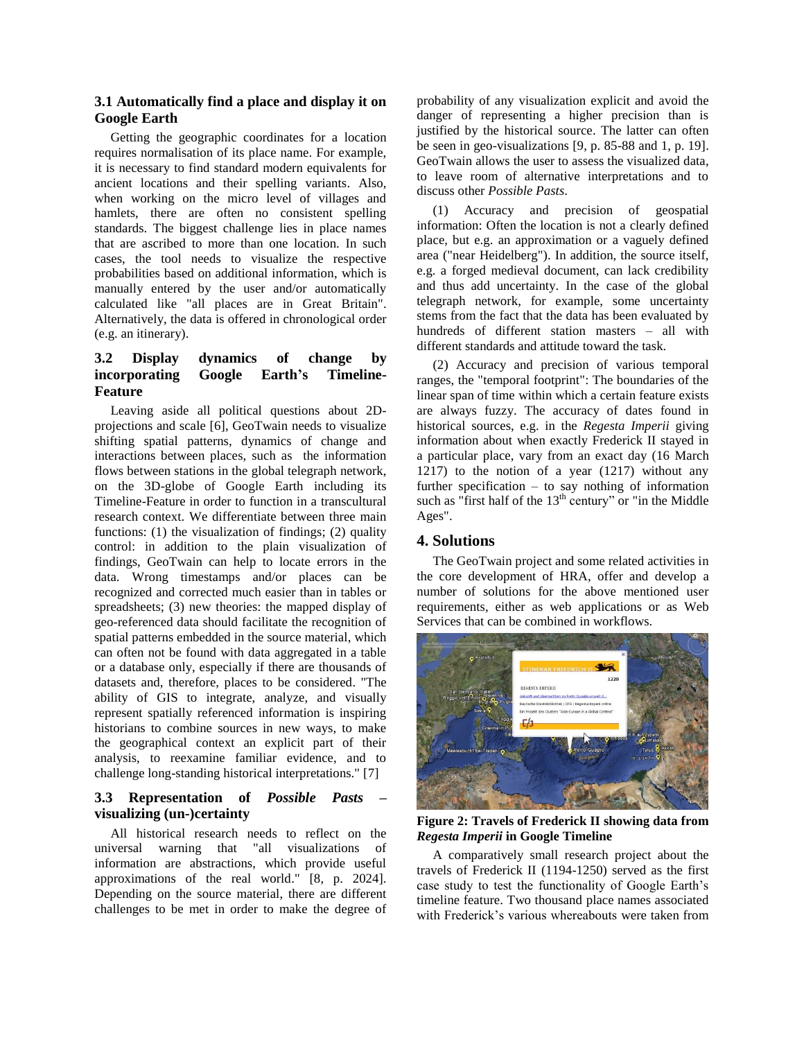### 3.1 Automatically find a place and display it on Google Earth

Getting the geographic coordinates for a location requires normalisation of its place name. For example, it is necessary to find standard modern equivalents for ancient locations and their spelling variants. Also, when working on the micro level of villages and hamlets, there are often no consistent spelling standards. The biggest challenge lies in place names that are ascribed to more than one location. In such cases, the tool needs to visualize the respective probabilities based on additional information, which is manually entered by the user and/or automatically calculated like "all places are in Great Britain". Alternatively, the data is offered in chronological order (e.g. an itinerary).

### 3.2 Display dynamics of change by incorporating Google Earth's Timeline-Feature

Leaving aside all political questions about 2D-projections and scale [6], GeoTwain needs to visualize shifting spatial patterns, dynamics of change and interactions between places, such as the information flows between stations in the global telegraph network, on the 3D-globe of Google Earth including its Timeline-Feature in order to function in a transcultural research context. We differentiate between three main functions: (1) the visualization of findings; (2) quality control: in addition to the plain visualization of findings, GeoTwain can help to locate errors in the data. Wrong timestamps and/or places can be recognized and corrected much easier than in tables or spreadsheets; (3) new theories: the mapped display of geo-referenced data should facilitate the recognition of spatial patterns embedded in the source material, which can often not be found with data aggregated in a table or a database only, especially if there are thousands of datasets and, therefore, places to be considered. "The ability of GIS to integrate, analyze, and visually represent spatially referenced information is inspiring historians to combine sources in new ways, to make the geographical context an explicit part of their analysis, to reexamine familiar evidence, and to challenge long-standing historical interpretations." [7]

### 3.3 Representation of *Possible Pasts* – visualizing (un-)certainty

All historical research needs to reflect on the universal warning that "all visualizations of information are abstractions, which provide useful approximations of the real world." [8, p. 2024]. Depending on the source material, there are different challenges to be met in order to make the degree of probability of any visualization explicit and avoid the danger of representing a higher precision than is justified by the historical source. The latter can often be seen in geo-visualizations [9, p. 85-88 and 1, p. 19]. GeoTwain allows the user to assess the visualized data, to leave room of alternative interpretations and to discuss other *Possible Pasts*.

(1) Accuracy and precision of geospatial information: Often the location is not a clearly defined place, but e.g. an approximation or a vaguely defined area ("near Heidelberg"). In addition, the source itself, e.g. a forged medieval document, can lack credibility and thus add uncertainty. In the case of the global telegraph network, for example, some uncertainty stems from the fact that the data has been evaluated by hundreds of different station masters – all with different standards and attitude toward the task.

(2) Accuracy and precision of various temporal ranges, the "temporal footprint": The boundaries of the linear span of time within which a certain feature exists are always fuzzy. The accuracy of dates found in historical sources, e.g. in the *Regesta Imperii* giving information about when exactly Frederick II stayed in a particular place, vary from an exact day (16 March 1217) to the notion of a year (1217) without any further specification – to say nothing of information such as "first half of the 13th century" or "in the Middle Ages".

## 4. Solutions

The GeoTwain project and some related activities in the core development of HRA, offer and develop a number of solutions for the above mentioned user requirements, either as web applications or as Web Services that can be combined in workflows.

**Figure 2: Travels of Frederick II showing data from *Regesta Imperii* in Google Timeline**

A comparatively small research project about the travels of Frederick II (1194-1250) served as the first case study to test the functionality of Google Earth's timeline feature. Two thousand place names associated with Frederick's various whereabouts were taken from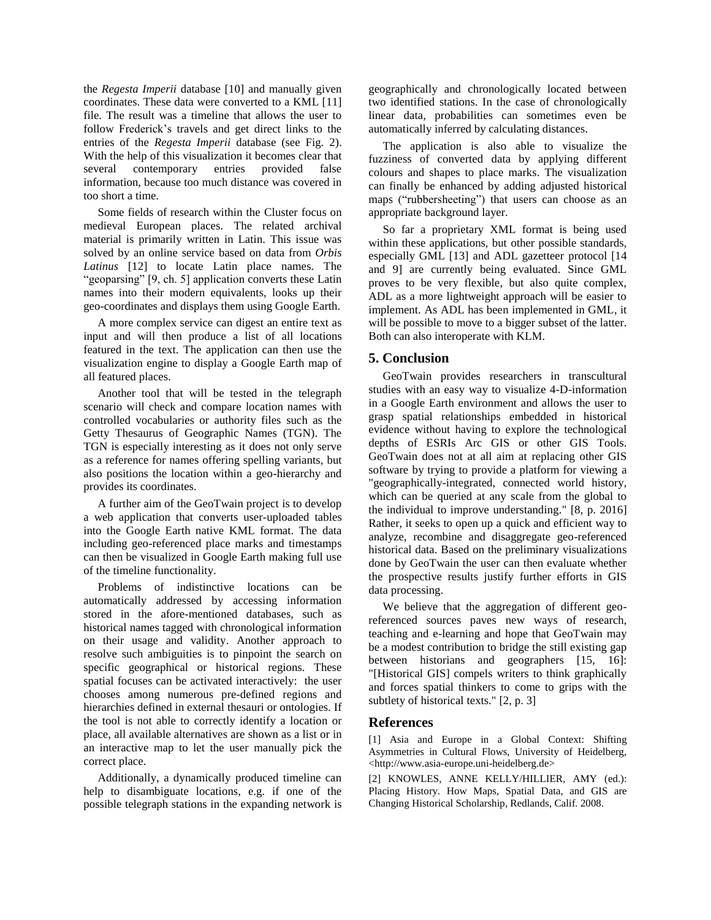the *Regesta Imperii* database [10] and manually given coordinates. These data were converted to a KML [11] file. The result was a timeline that allows the user to follow Frederick's travels and get direct links to the entries of the *Regesta Imperii* database (see Fig. 2). With the help of this visualization it becomes clear that several contemporary entries provided false information, because too much distance was covered in too short a time.

Some fields of research within the Cluster focus on medieval European places. The related archival material is primarily written in Latin. This issue was solved by an online service based on data from *Orbis Latinus* [12] to locate Latin place names. The "geoparsing" [9, ch. 5] application converts these Latin names into their modern equivalents, looks up their geo-coordinates and displays them using Google Earth.

A more complex service can digest an entire text as input and will then produce a list of all locations featured in the text. The application can then use the visualization engine to display a Google Earth map of all featured places.

Another tool that will be tested in the telegraph scenario will check and compare location names with controlled vocabularies or authority files such as the Getty Thesaurus of Geographic Names (TGN). The TGN is especially interesting as it does not only serve as a reference for names offering spelling variants, but also positions the location within a geo-hierarchy and provides its coordinates.

A further aim of the GeoTwain project is to develop a web application that converts user-uploaded tables into the Google Earth native KML format. The data including geo-referenced place marks and timestamps can then be visualized in Google Earth making full use of the timeline functionality.

Problems of indistinctive locations can be automatically addressed by accessing information stored in the afore-mentioned databases, such as historical names tagged with chronological information on their usage and validity. Another approach to resolve such ambiguities is to pinpoint the search on specific geographical or historical regions. These spatial focuses can be activated interactively: the user chooses among numerous pre-defined regions and hierarchies defined in external thesauri or ontologies. If the tool is not able to correctly identify a location or place, all available alternatives are shown as a list or in an interactive map to let the user manually pick the correct place.

Additionally, a dynamically produced timeline can help to disambiguate locations, e.g. if one of the possible telegraph stations in the expanding network is geographically and chronologically located between two identified stations. In the case of chronologically linear data, probabilities can sometimes even be automatically inferred by calculating distances.

The application is also able to visualize the fuzziness of converted data by applying different colours and shapes to place marks. The visualization can finally be enhanced by adding adjusted historical maps ("rubbersheeting") that users can choose as an appropriate background layer.

So far a proprietary XML format is being used within these applications, but other possible standards, especially GML [13] and ADL gazetteer protocol [14 and 9] are currently being evaluated. Since GML proves to be very flexible, but also quite complex, ADL as a more lightweight approach will be easier to implement. As ADL has been implemented in GML, it will be possible to move to a bigger subset of the latter. Both can also interoperate with KLM.

## 5. Conclusion

GeoTwain provides researchers in transcultural studies with an easy way to visualize 4-D-information in a Google Earth environment and allows the user to grasp spatial relationships embedded in historical evidence without having to explore the technological depths of ESRIs Arc GIS or other GIS Tools. GeoTwain does not at all aim at replacing other GIS software by trying to provide a platform for viewing a "geographically-integrated, connected world history, which can be queried at any scale from the global to the individual to improve understanding." [8, p. 2016] Rather, it seeks to open up a quick and efficient way to analyze, recombine and disaggregate geo-referenced historical data. Based on the preliminary visualizations done by GeoTwain the user can then evaluate whether the prospective results justify further efforts in GIS data processing.

We believe that the aggregation of different geo-referenced sources paves new ways of research, teaching and e-learning and hope that GeoTwain may be a modest contribution to bridge the still existing gap between historians and geographers [15, 16]: "[Historical GIS] compels writers to think graphically and forces spatial thinkers to come to grips with the subtlety of historical texts." [2, p. 3]

## References

[1] Asia and Europe in a Global Context: Shifting Asymmetries in Cultural Flows, University of Heidelberg, <http://www.asia-europe.uni-heidelberg.de>

[2] KNOWLES, ANNE KELLY/HILLIER, AMY (ed.): Placing History. How Maps, Spatial Data, and GIS are Changing Historical Scholarship, Redlands, Calif. 2008.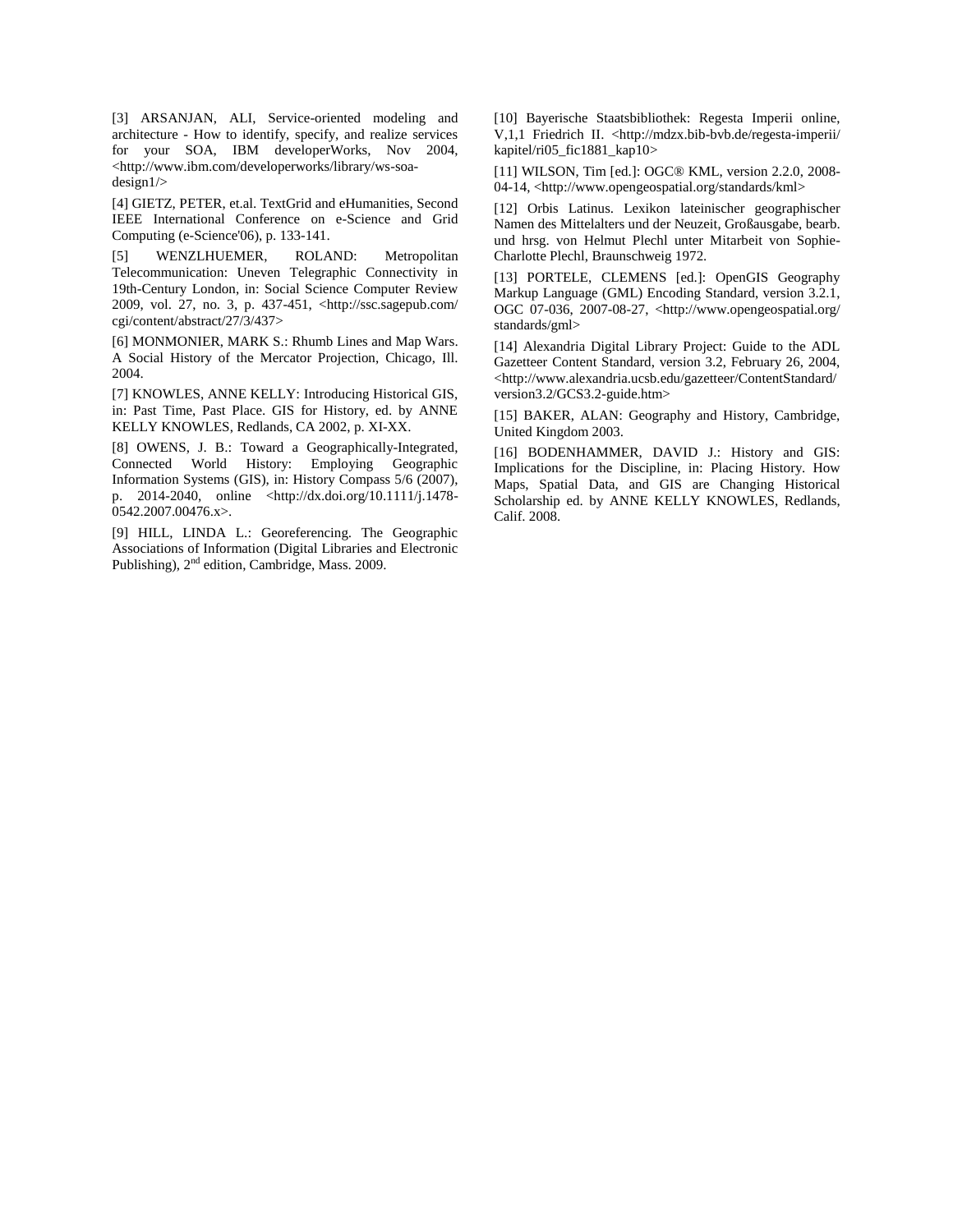[3] ARSANJAN, ALI, Service-oriented modeling and architecture - How to identify, specify, and realize services for your SOA, IBM developerWorks, Nov 2004, <http://www.ibm.com/developerworks/library/ws-soa-design1/>

[4] GIETZ, PETER, et.al. TextGrid and eHumanities, Second IEEE International Conference on e-Science and Grid Computing (e-Science'06), p. 133-141.

[5] WENZLHUEMER, ROLAND: Metropolitan Telecommunication: Uneven Telegraphic Connectivity in 19th-Century London, in: Social Science Computer Review 2009, vol. 27, no. 3, p. 437-451, <http://ssc.sagepub.com/cgi/content/abstract/27/3/437>

[6] MONMONIER, MARK S.: Rhumb Lines and Map Wars. A Social History of the Mercator Projection, Chicago, Ill. 2004.

[7] KNOWLES, ANNE KELLY: Introducing Historical GIS, in: Past Time, Past Place. GIS for History, ed. by ANNE KELLY KNOWLES, Redlands, CA 2002, p. XI-XX.

[8] OWENS, J. B.: Toward a Geographically-Integrated, Connected World History: Employing Geographic Information Systems (GIS), in: History Compass 5/6 (2007), p. 2014-2040, online <http://dx.doi.org/10.1111/j.1478-0542.2007.00476.x>.

[9] HILL, LINDA L.: Georeferencing. The Geographic Associations of Information (Digital Libraries and Electronic Publishing), 2nd edition, Cambridge, Mass. 2009.

[10] Bayerische Staatsbibliothek: Regesta Imperii online, V,1,1 Friedrich II. <http://mdzx.bib-bvb.de/regesta-imperii/kapitel/ri05_fic1881_kap10>

[11] WILSON, Tim [ed.]: OGC® KML, version 2.2.0, 2008-04-14, <http://www.opengeospatial.org/standards/kml>

[12] Orbis Latinus. Lexikon lateinischer geographischer Namen des Mittelalters und der Neuzeit, Großausgabe, bearb. und hrsg. von Helmut Plechl unter Mitarbeit von Sophie-Charlotte Plechl, Braunschweig 1972.

[13] PORTELE, CLEMENS [ed.]: OpenGIS Geography Markup Language (GML) Encoding Standard, version 3.2.1, OGC 07-036, 2007-08-27, <http://www.opengeospatial.org/standards/gml>

[14] Alexandria Digital Library Project: Guide to the ADL Gazetteer Content Standard, version 3.2, February 26, 2004, <http://www.alexandria.ucsb.edu/gazetteer/ContentStandard/version3.2/GCS3.2-guide.htm>

[15] BAKER, ALAN: Geography and History, Cambridge, United Kingdom 2003.

[16] BODENHAMMER, DAVID J.: History and GIS: Implications for the Discipline, in: Placing History. How Maps, Spatial Data, and GIS are Changing Historical Scholarship ed. by ANNE KELLY KNOWLES, Redlands, Calif. 2008.